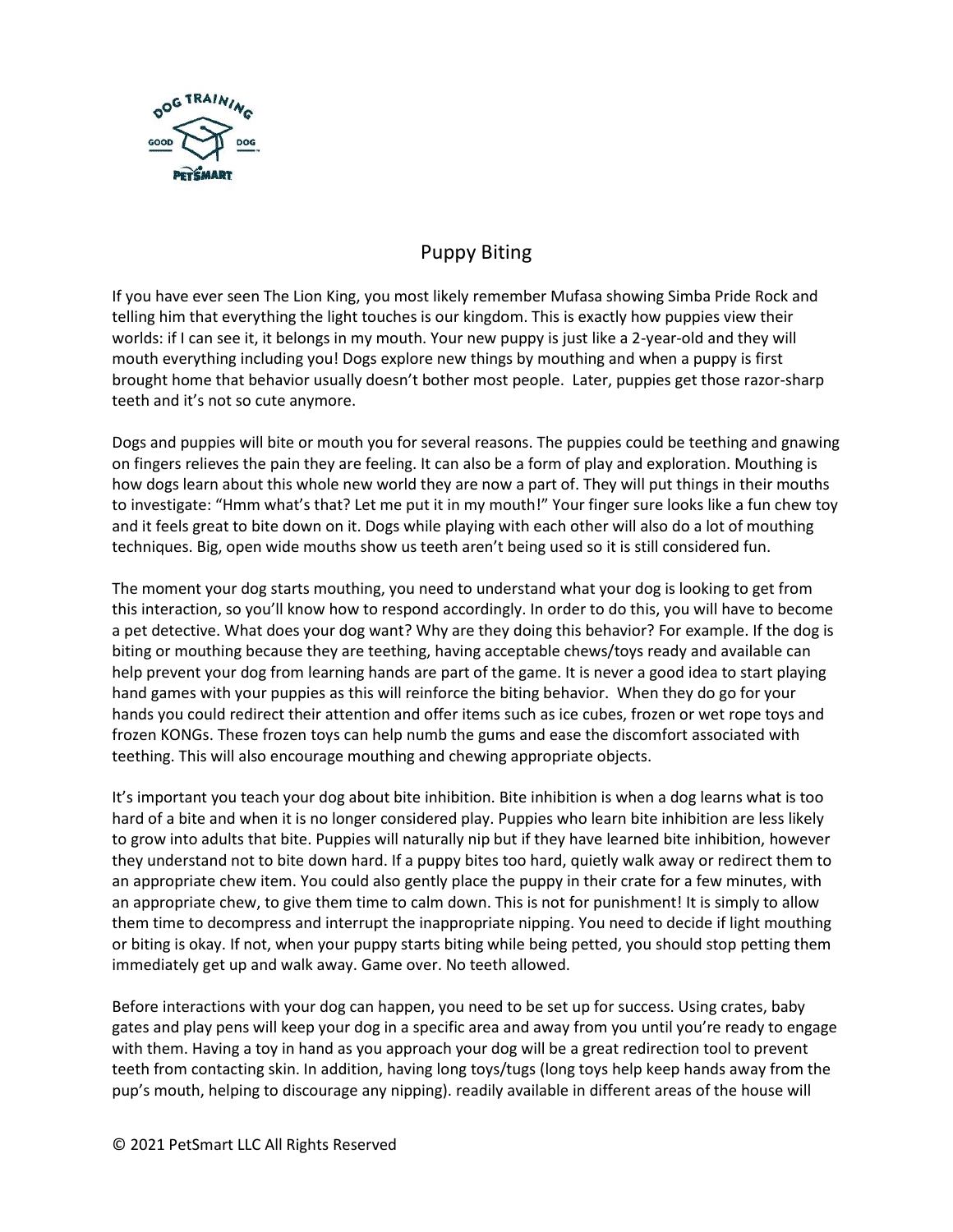# Puppy Biting

If you have ever seen The Lion King, you most likely remember Mufasa showing Simba Pride Rock and telling him that everything the light touches is our kingdom. This is exactly how puppies view their worlds: if I can see it, it belongs in my mouth. Your new puppy is just like a 2-year-old and they will mouth everything including you! Dogs explore new things by mouthing and when a puppy is first brought home that behavior usually doesn't bother most people. Later, puppies get those razor-sharp teeth and it's not so cute anymore.

Dogs and puppies will bite or mouth you for several reasons. The puppies could be teething and gnawing on fingers relieves the pain they are feeling. It can also be a form of play and exploration. Mouthing is how dogs learn about this whole new world they are now a part of. They will put things in their mouths to investigate: "Hmm what's that? Let me put it in my mouth!" Your finger sure looks like a fun chew toy and it feels great to bite down on it. Dogs while playing with each other will also do a lot of mouthing techniques. Big, open wide mouths show us teeth aren't being used so it is still considered fun.

The moment your dog starts mouthing, you need to understand what your dog is looking to get from this interaction, so you'll know how to respond accordingly. In order to do this, you will have to become a pet detective. What does your dog want? Why are they doing this behavior? For example. If the dog is biting or mouthing because they are teething, having acceptable chews/toys ready and available can help prevent your dog from learning hands are part of the game. It is never a good idea to start playing hand games with your puppies as this will reinforce the biting behavior. When they do go for your hands you could redirect their attention and offer items such as ice cubes, frozen or wet rope toys and frozen KONGs. These frozen toys can help numb the gums and ease the discomfort associated with teething. This will also encourage mouthing and chewing appropriate objects.

It's important you teach your dog about bite inhibition. Bite inhibition is when a dog learns what is too hard of a bite and when it is no longer considered play. Puppies who learn bite inhibition are less likely to grow into adults that bite. Puppies will naturally nip but if they have learned bite inhibition, however they understand not to bite down hard. If a puppy bites too hard, quietly walk away or redirect them to an appropriate chew item. You could also gently place the puppy in their crate for a few minutes, with an appropriate chew, to give them time to calm down. This is not for punishment! It is simply to allow them time to decompress and interrupt the inappropriate nipping. You need to decide if light mouthing or biting is okay. If not, when your puppy starts biting while being petted, you should stop petting them immediately get up and walk away. Game over. No teeth allowed.

Before interactions with your dog can happen, you need to be set up for success. Using crates, baby gates and play pens will keep your dog in a specific area and away from you until you're ready to engage with them. Having a toy in hand as you approach your dog will be a great redirection tool to prevent teeth from contacting skin. In addition, having long toys/tugs (long toys help keep hands away from the pup's mouth, helping to discourage any nipping). readily available in different areas of the house will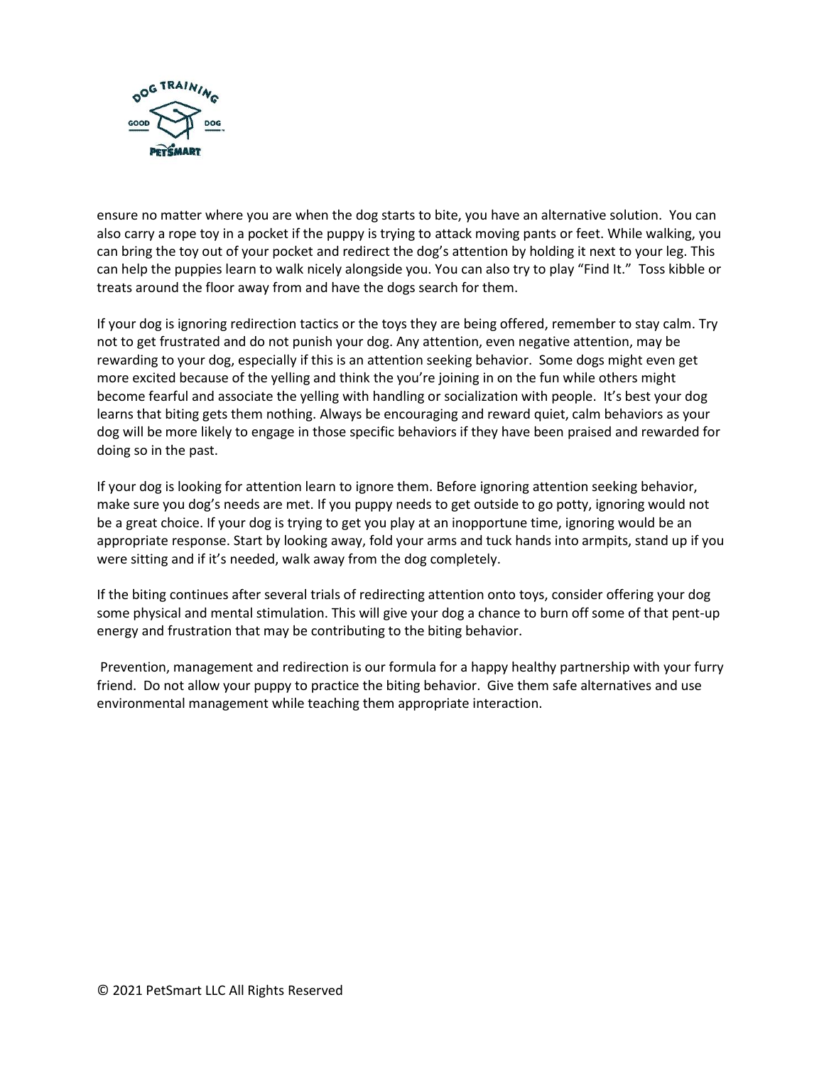ensure no matter where you are when the dog starts to bite, you have an alternative solution. You can also carry a rope toy in a pocket if the puppy is trying to attack moving pants or feet. While walking, you can bring the toy out of your pocket and redirect the dog's attention by holding it next to your leg. This can help the puppies learn to walk nicely alongside you. You can also try to play "Find It." Toss kibble or treats around the floor away from and have the dogs search for them.

If your dog is ignoring redirection tactics or the toys they are being offered, remember to stay calm. Try not to get frustrated and do not punish your dog. Any attention, even negative attention, may be rewarding to your dog, especially if this is an attention seeking behavior. Some dogs might even get more excited because of the yelling and think the you're joining in on the fun while others might become fearful and associate the yelling with handling or socialization with people. It's best your dog learns that biting gets them nothing. Always be encouraging and reward quiet, calm behaviors as your dog will be more likely to engage in those specific behaviors if they have been praised and rewarded for doing so in the past.

If your dog is looking for attention learn to ignore them. Before ignoring attention seeking behavior, make sure you dog's needs are met. If you puppy needs to get outside to go potty, ignoring would not be a great choice. If your dog is trying to get you play at an inopportune time, ignoring would be an appropriate response. Start by looking away, fold your arms and tuck hands into armpits, stand up if you were sitting and if it's needed, walk away from the dog completely.

If the biting continues after several trials of redirecting attention onto toys, consider offering your dog some physical and mental stimulation. This will give your dog a chance to burn off some of that pent-up energy and frustration that may be contributing to the biting behavior.

Prevention, management and redirection is our formula for a happy healthy partnership with your furry friend. Do not allow your puppy to practice the biting behavior. Give them safe alternatives and use environmental management while teaching them appropriate interaction.

© 2021 PetSmart LLC All Rights Reserved